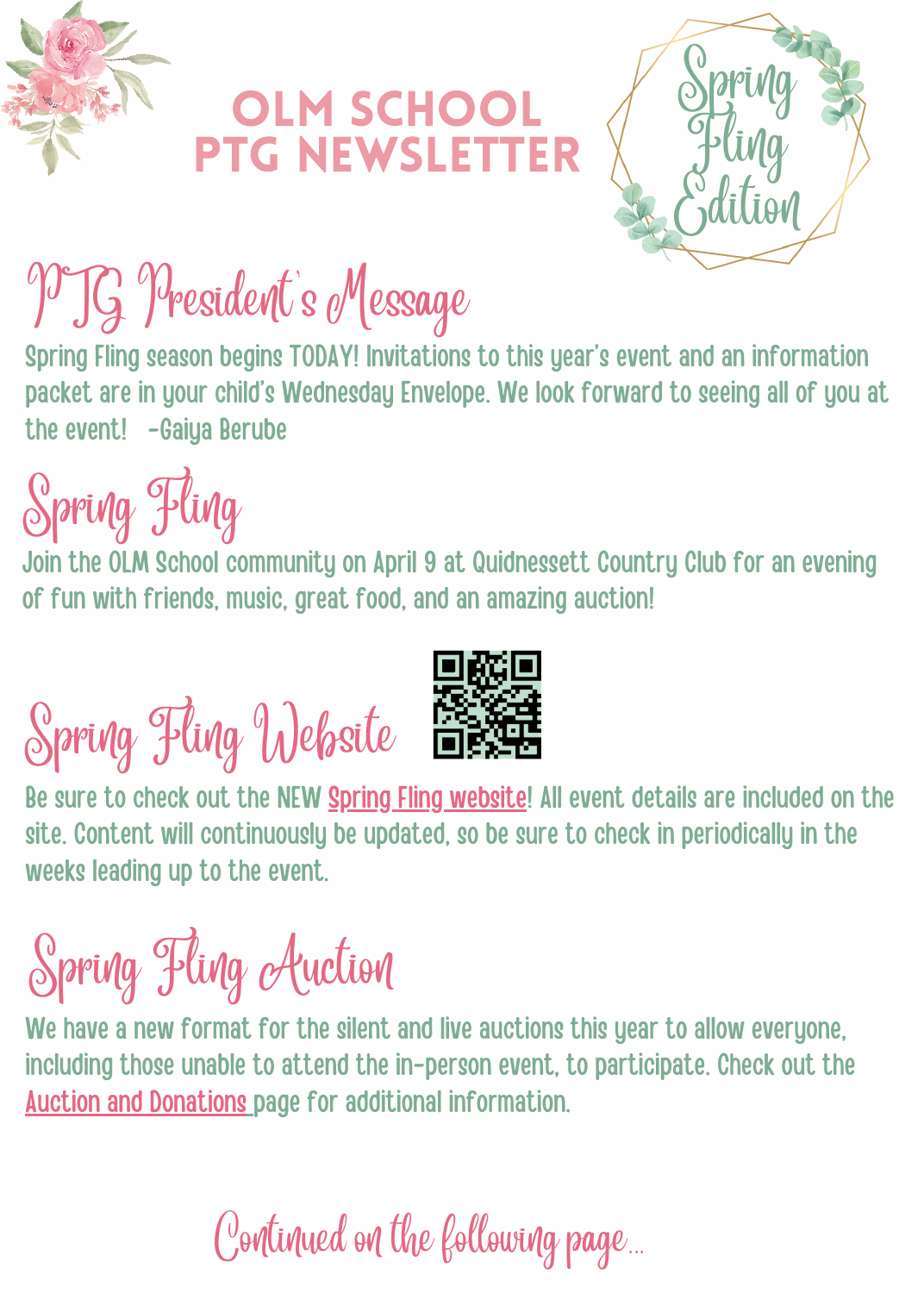# OLM SCHOOL PTG NEWSLETTER

Spring Fling Edition

## PTG President's Message

Spring Fling season begins TODAY! Invitations to this year's event and an information packet are in your child's Wednesday Envelope. We look forward to seeing all of you at the event! -Gaiya Berube

## Spring Fling

Join the OLM School community on April 9 at Quidnessett Country Club for an evening of fun with friends, music, great food, and an amazing auction!

## Spring Fling Website

Be sure to check out the NEW Spring Fling website! All event details are included on the site. Content will continuously be updated, so be sure to check in periodically in the weeks leading up to the event.

## Spring Fling Auction

We have a new format for the silent and live auctions this year to allow everyone, including those unable to attend the in-person event, to participate. Check out the Auction and Donations page for additional information.

*Continued on the following page...*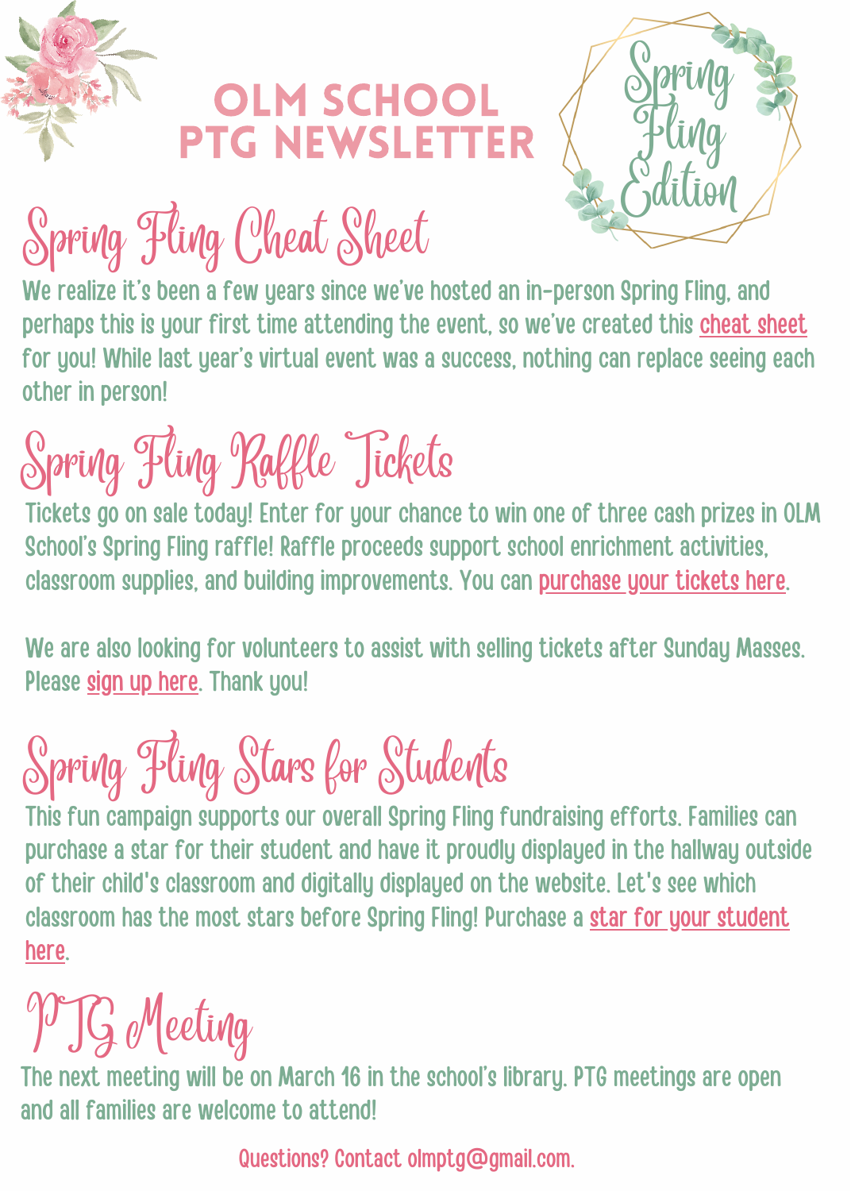# OLM SCHOOL PTG NEWSLETTER

Spring Fling Edition

## Spring Fling Cheat Sheet

We realize it's been a few years since we've hosted an in-person Spring Fling, and perhaps this is your first time attending the event, so we've created this cheat sheet for you! While last year's virtual event was a success, nothing can replace seeing each other in person!

## Spring Fling Raffle Tickets

Tickets go on sale today! Enter for your chance to win one of three cash prizes in OLM School's Spring Fling raffle! Raffle proceeds support school enrichment activities, classroom supplies, and building improvements. You can purchase your tickets here.

We are also looking for volunteers to assist with selling tickets after Sunday Masses. Please sign up here. Thank you!

## Spring Fling Stars for Students

This fun campaign supports our overall Spring Fling fundraising efforts. Families can purchase a star for their student and have it proudly displayed in the hallway outside of their child's classroom and digitally displayed on the website. Let's see which classroom has the most stars before Spring Fling! Purchase a star for your student here.

## PTG Meeting

The next meeting will be on March 16 in the school's library. PTG meetings are open and all families are welcome to attend!

Questions? Contact olmptg@gmail.com.